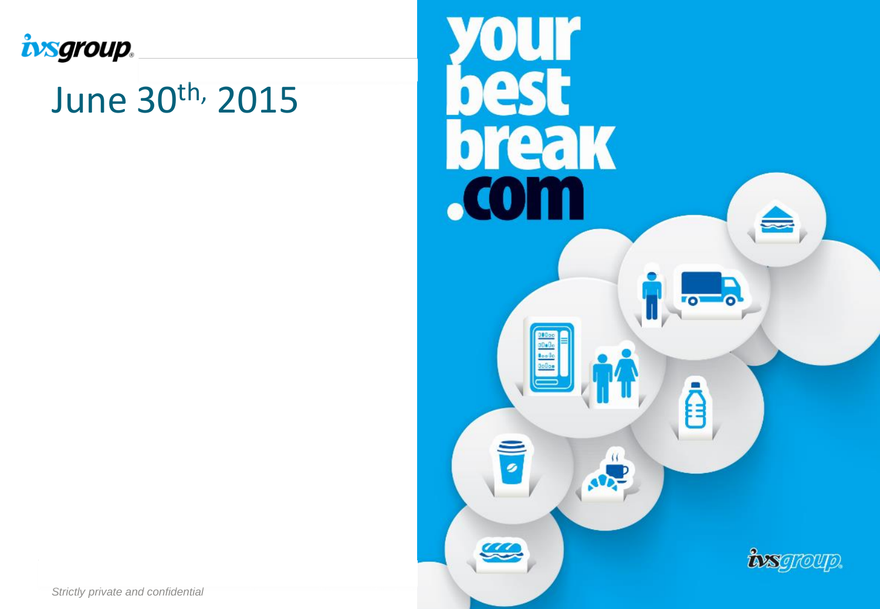ivsgroup

# June 30th, 2015

your best break .com

ivsgroup

*Strictly private and confidential*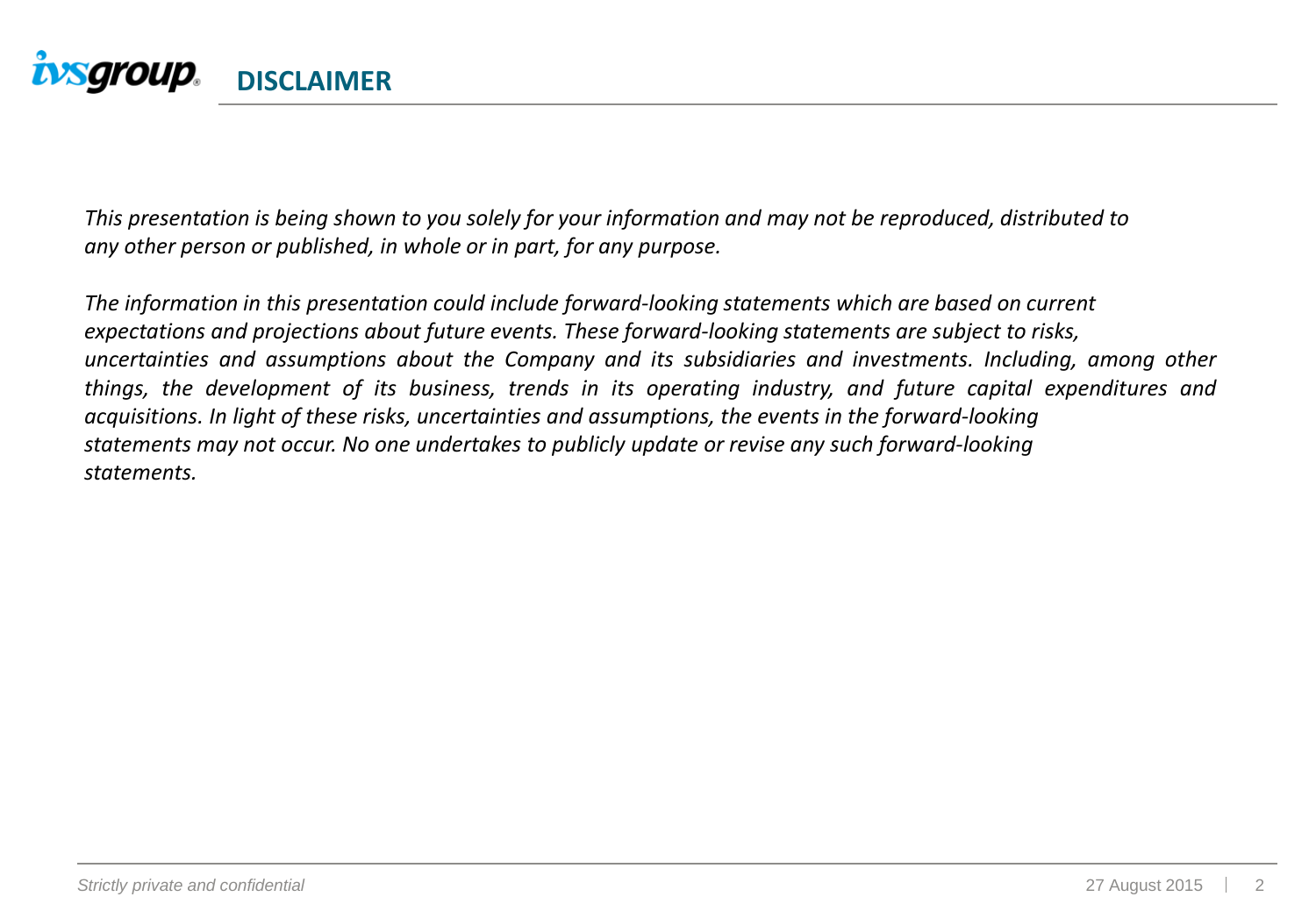# DISCLAIMER

*This presentation is being shown to you solely for your information and may not be reproduced, distributed to any other person or published, in whole or in part, for any purpose.*

*The information in this presentation could include forward-looking statements which are based on current expectations and projections about future events. These forward-looking statements are subject to risks, uncertainties and assumptions about the Company and its subsidiaries and investments. Including, among other things, the development of its business, trends in its operating industry, and future capital expenditures and acquisitions. In light of these risks, uncertainties and assumptions, the events in the forward-looking statements may not occur. No one undertakes to publicly update or revise any such forward-looking statements.*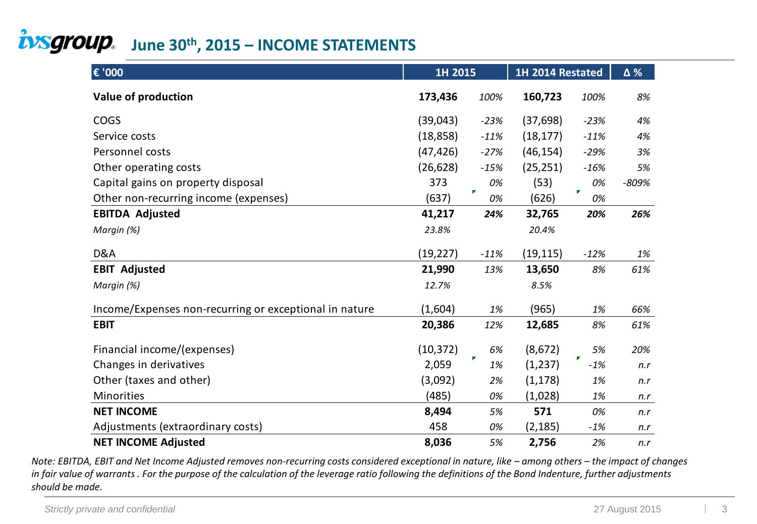# June 30th, 2015 – INCOME STATEMENTS

| € '000 | 1H 2015 | | 1H 2014 Restated | | Δ % |
|---|---|---|---|---|---|
| **Value of production** | **173,436** | *100%* | **160,723** | *100%* | *8%* |
| COGS | (39,043) | *-23%* | (37,698) | *-23%* | *4%* |
| Service costs | (18,858) | *-11%* | (18,177) | *-11%* | *4%* |
| Personnel costs | (47,426) | *-27%* | (46,154) | *-29%* | *3%* |
| Other operating costs | (26,628) | *-15%* | (25,251) | *-16%* | *5%* |
| Capital gains on property disposal | 373 | *0%* | (53) | *0%* | *-809%* |
| Other non-recurring income (expenses) | (637) | *0%* | (626) | *0%* | |
| **EBITDA Adjusted** | **41,217** | ***24%*** | **32,765** | ***20%*** | ***26%*** |
| *Margin (%)* | *23.8%* | | *20.4%* | | |
| D&A | (19,227) | *-11%* | (19,115) | *-12%* | *1%* |
| **EBIT Adjusted** | **21,990** | *13%* | **13,650** | *8%* | *61%* |
| *Margin (%)* | *12.7%* | | *8.5%* | | |
| Income/Expenses non-recurring or exceptional in nature | (1,604) | *1%* | (965) | *1%* | *66%* |
| **EBIT** | **20,386** | *12%* | **12,685** | *8%* | *61%* |
| Financial income/(expenses) | (10,372) | *6%* | (8,672) | *5%* | *20%* |
| Changes in derivatives | 2,059 | *1%* | (1,237) | *-1%* | *n.r* |
| Other (taxes and other) | (3,092) | *2%* | (1,178) | *1%* | *n.r* |
| Minorities | (485) | *0%* | (1,028) | *1%* | *n.r* |
| **NET INCOME** | **8,494** | *5%* | **571** | *0%* | *n.r* |
| Adjustments (extraordinary costs) | 458 | *0%* | (2,185) | *-1%* | *n.r* |
| **NET INCOME Adjusted** | **8,036** | *5%* | **2,756** | *2%* | *n.r* |

*Note: EBITDA, EBIT and Net Income Adjusted removes non-recurring costs considered exceptional in nature, like – among others – the impact of changes in fair value of warrants . For the purpose of the calculation of the leverage ratio following the definitions of the Bond Indenture, further adjustments should be made.*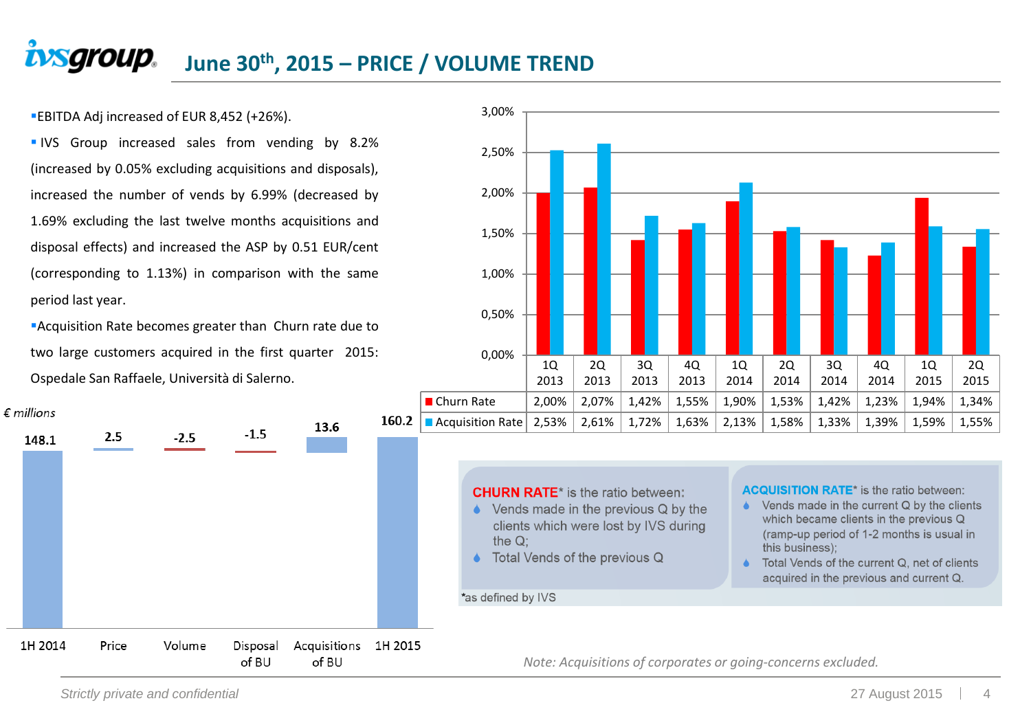# June 30th, 2015 – PRICE / VOLUME TREND

- EBITDA Adj increased of EUR 8,452 (+26%).
- IVS Group increased sales from vending by 8.2% (increased by 0.05% excluding acquisitions and disposals), increased the number of vends by 6.99% (decreased by 1.69% excluding the last twelve months acquisitions and disposal effects) and increased the ASP by 0.51 EUR/cent (corresponding to 1.13%) in comparison with the same period last year.
- Acquisition Rate becomes greater than Churn rate due to two large customers acquired in the first quarter 2015: Ospedale San Raffaele, Università di Salerno.

*€ millions*

148.1
2.5
-2.5
-1.5
13.6
160.2

1H 2014
Price
Volume
Disposal of BU
Acquisitions of BU
1H 2015

3,00%
2,50%
2,00%
1,50%
1,00%
0,50%
0,00%

| | 1Q 2013 | 2Q 2013 | 3Q 2013 | 4Q 2013 | 1Q 2014 | 2Q 2014 | 3Q 2014 | 4Q 2014 | 1Q 2015 | 2Q 2015 |
|---|---|---|---|---|---|---|---|---|---|---|
| Churn Rate | 2,00% | 2,07% | 1,42% | 1,55% | 1,90% | 1,53% | 1,42% | 1,23% | 1,94% | 1,34% |
| Acquisition Rate | 2,53% | 2,61% | 1,72% | 1,63% | 2,13% | 1,58% | 1,33% | 1,39% | 1,59% | 1,55% |

**CHURN RATE*** is the ratio between:
- Vends made in the previous Q by the clients which were lost by IVS during the Q;
- Total Vends of the previous Q

**ACQUISITION RATE*** is the ratio between:
- Vends made in the current Q by the clients which became clients in the previous Q (ramp-up period of 1-2 months is usual in this business);
- Total Vends of the current Q, net of clients acquired in the previous and current Q.

*as defined by IVS

*Note: Acquisitions of corporates or going-concerns excluded.*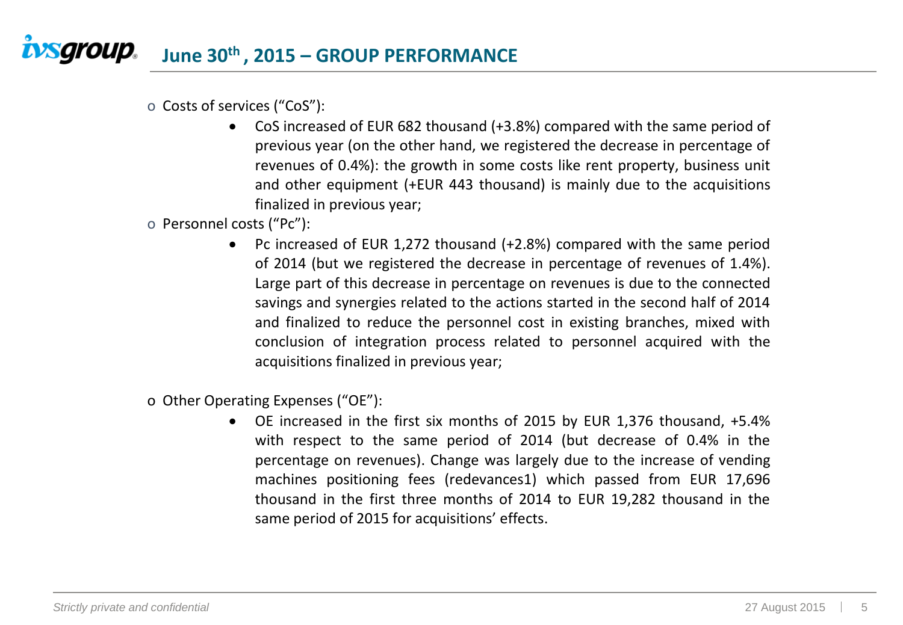## June 30th, 2015 – GROUP PERFORMANCE

- Costs of services ("CoS"):
  - CoS increased of EUR 682 thousand (+3.8%) compared with the same period of previous year (on the other hand, we registered the decrease in percentage of revenues of 0.4%): the growth in some costs like rent property, business unit and other equipment (+EUR 443 thousand) is mainly due to the acquisitions finalized in previous year;
- Personnel costs ("Pc"):
  - Pc increased of EUR 1,272 thousand (+2.8%) compared with the same period of 2014 (but we registered the decrease in percentage of revenues of 1.4%). Large part of this decrease in percentage on revenues is due to the connected savings and synergies related to the actions started in the second half of 2014 and finalized to reduce the personnel cost in existing branches, mixed with conclusion of integration process related to personnel acquired with the acquisitions finalized in previous year;
- Other Operating Expenses ("OE"):
  - OE increased in the first six months of 2015 by EUR 1,376 thousand, +5.4% with respect to the same period of 2014 (but decrease of 0.4% in the percentage on revenues). Change was largely due to the increase of vending machines positioning fees (redevances1) which passed from EUR 17,696 thousand in the first three months of 2014 to EUR 19,282 thousand in the same period of 2015 for acquisitions' effects.

*Strictly private and confidential*

27 August 2015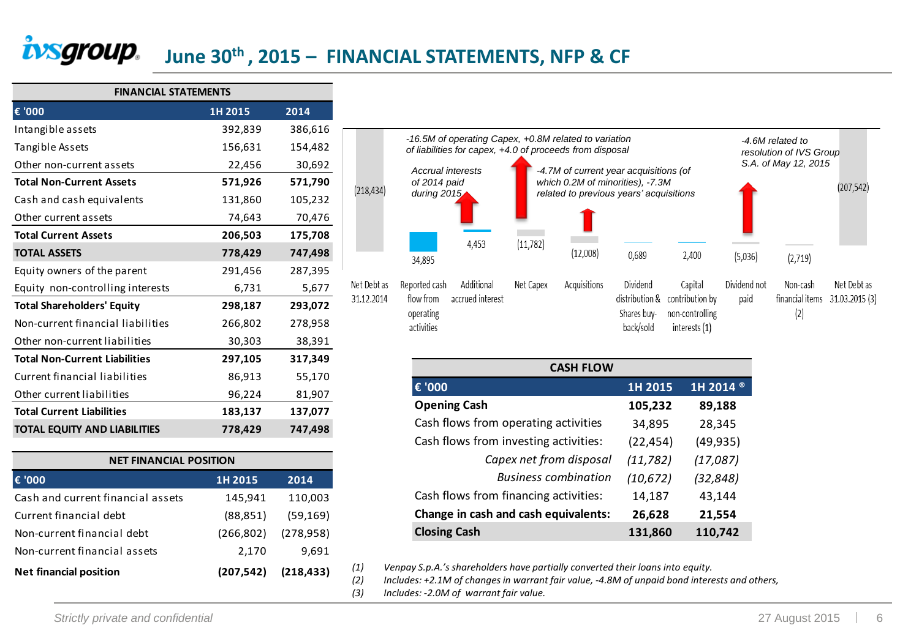# June 30th, 2015 – FINANCIAL STATEMENTS, NFP & CF

| FINANCIAL STATEMENTS | | |
|---|---|---|
| **€ '000** | **1H 2015** | **2014** |
| Intangible assets | 392,839 | 386,616 |
| Tangible Assets | 156,631 | 154,482 |
| Other non-current assets | 22,456 | 30,692 |
| **Total Non-Current Assets** | **571,926** | **571,790** |
| Cash and cash equivalents | 131,860 | 105,232 |
| Other current assets | 74,643 | 70,476 |
| **Total Current Assets** | **206,503** | **175,708** |
| **TOTAL ASSETS** | **778,429** | **747,498** |
| Equity owners of the parent | 291,456 | 287,395 |
| Equity non-controlling interests | 6,731 | 5,677 |
| **Total Shareholders' Equity** | **298,187** | **293,072** |
| Non-current financial liabilities | 266,802 | 278,958 |
| Other non-current liabilities | 30,303 | 38,391 |
| **Total Non-Current Liabilities** | **297,105** | **317,349** |
| Current financial liabilities | 86,913 | 55,170 |
| Other current liabilities | 96,224 | 81,907 |
| **Total Current Liabilities** | **183,137** | **137,077** |
| **TOTAL EQUITY AND LIABILITIES** | **778,429** | **747,498** |

| NET FINANCIAL POSITION | | |
|---|---|---|
| **€ '000** | **1H 2015** | **2014** |
| Cash and current financial assets | 145,941 | 110,003 |
| Current financial debt | (88,851) | (59,169) |
| Non-current financial debt | (266,802) | (278,958) |
| Non-current financial assets | 2,170 | 9,691 |
| **Net financial position** | **(207,542)** | **(218,433)** |

*-16.5M of operating Capex, +0.8M related to variation of liabilities for capex, +4.0 of proceeds from disposal*

*Accrual interests of 2014 paid during 2015*

*-4.7M of current year acquisitions (of which 0.2M of minorities), -7.3M related to previous years' acquisitions*

*-4.6M related to resolution of IVS Group S.A. of May 12, 2015*

Net Debt as 31.12.2014: (218,434)

Reported cash flow from operating activities: 34,895

Additional accrued interest: 4,453

Net Capex: (11,782)

Acquisitions: (12,008)

Dividend distribution & Shares buy-back/sold: 0,689

Capital contribution by non-controlling interests (1): 2,400

Dividend not paid: (5,036)

Non-cash financial items (2): (2,719)

Net Debt as 31.03.2015 (3): (207,542)

| CASH FLOW | | |
|---|---|---|
| **€ '000** | **1H 2015** | **1H 2014 ®** |
| **Opening Cash** | **105,232** | **89,188** |
| Cash flows from operating activities | 34,895 | 28,345 |
| Cash flows from investing activities: | (22,454) | (49,935) |
| *Capex net from disposal* | *(11,782)* | *(17,087)* |
| *Business combination* | *(10,672)* | *(32,848)* |
| Cash flows from financing activities: | 14,187 | 43,144 |
| **Change in cash and cash equivalents:** | **26,628** | **21,554** |
| **Closing Cash** | **131,860** | **110,742** |

*(1) Venpay S.p.A.'s shareholders have partially converted their loans into equity.*

*(2) Includes: +2.1M of changes in warrant fair value, -4.8M of unpaid bond interests and others,*

*(3) Includes: -2.0M of warrant fair value.*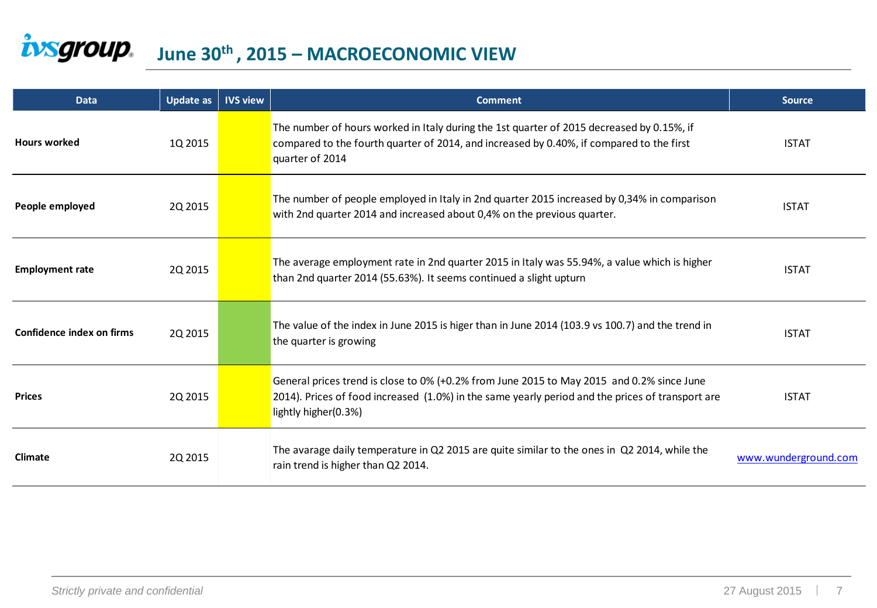# June 30th, 2015 – MACROECONOMIC VIEW

| Data | Update as | IVS view | Comment | Source |
|---|---|---|---|---|
| **Hours worked** | 1Q 2015 | | The number of hours worked in Italy during the 1st quarter of 2015 decreased by 0.15%, if compared to the fourth quarter of 2014, and increased by 0.40%, if compared to the first quarter of 2014 | ISTAT |
| **People employed** | 2Q 2015 | | The number of people employed in Italy in 2nd quarter 2015 increased by 0,34% in comparison with 2nd quarter 2014 and increased about 0,4% on the previous quarter. | ISTAT |
| **Employment rate** | 2Q 2015 | | The average employment rate in 2nd quarter 2015 in Italy was 55.94%, a value which is higher than 2nd quarter 2014 (55.63%). It seems continued a slight upturn | ISTAT |
| **Confidence index on firms** | 2Q 2015 | | The value of the index in June 2015 is higer than in June 2014 (103.9 vs 100.7) and the trend in the quarter is growing | ISTAT |
| **Prices** | 2Q 2015 | | General prices trend is close to 0% (+0.2% from June 2015 to May 2015 and 0.2% since June 2014). Prices of food increased (1.0%) in the same yearly period and the prices of transport are lightly higher(0.3%) | ISTAT |
| **Climate** | 2Q 2015 | | The avarage daily temperature in Q2 2015 are quite similar to the ones in Q2 2014, while the rain trend is higher than Q2 2014. | www.wunderground.com |

*Strictly private and confidential*

27 August 2015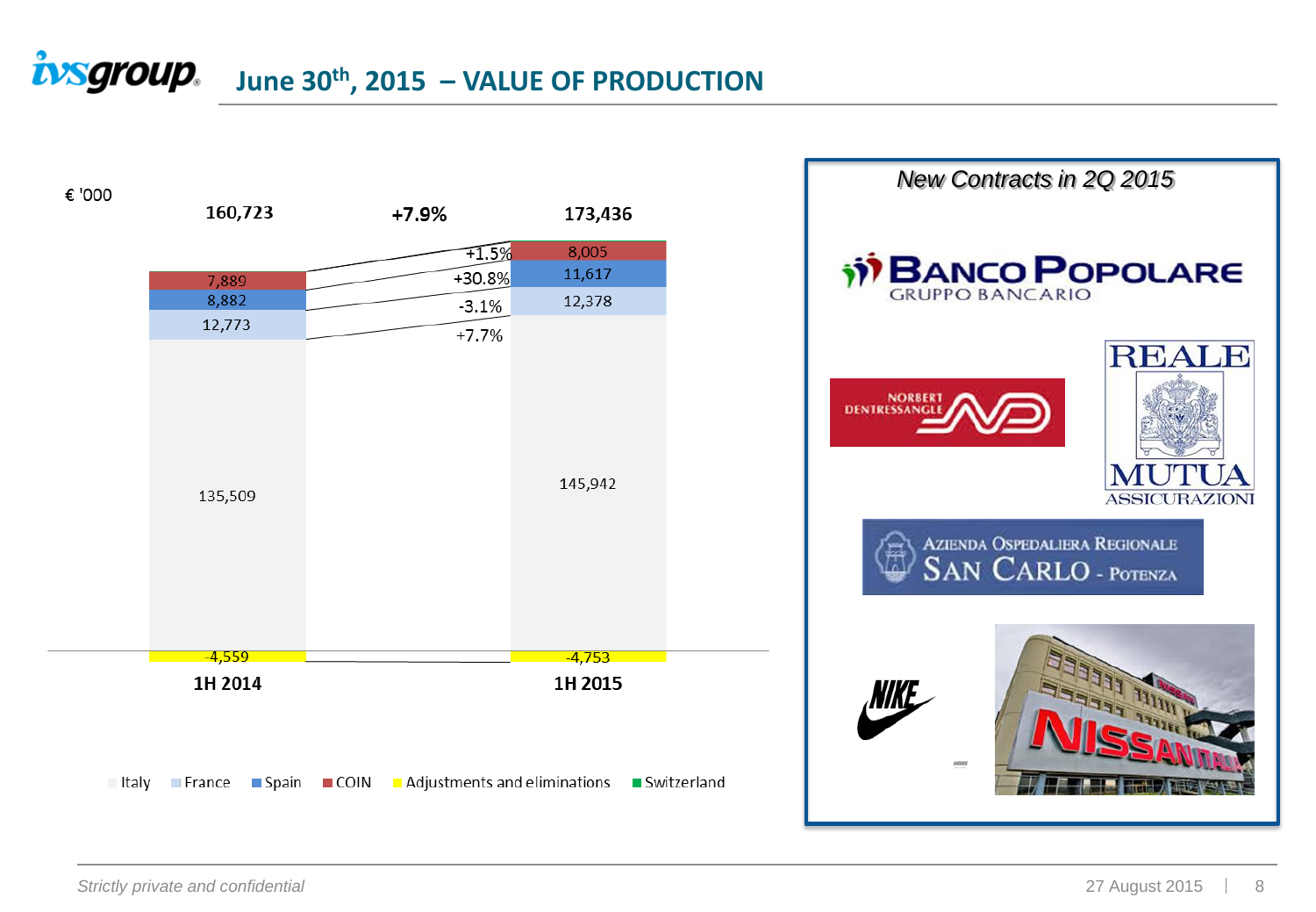# June 30th, 2015 – VALUE OF PRODUCTION

€ '000

160,723

+7.9%

173,436

+1.5%

+30.8%

-3.1%

+7.7%

7,889

8,882

12,773

135,509

-4,559

8,005

11,617

12,378

145,942

-4,753

1H 2014

1H 2015

Italy | France | Spain | COIN | Adjustments and eliminations | Switzerland

*New Contracts in 2Q 2015*

Banco Popolare Gruppo Bancario

Norbert Dentressangle

Reale Mutua Assicurazioni

Azienda Ospedaliera Regionale San Carlo - Potenza

Nike

Nissan Italia

*Strictly private and confidential*

27 August 2015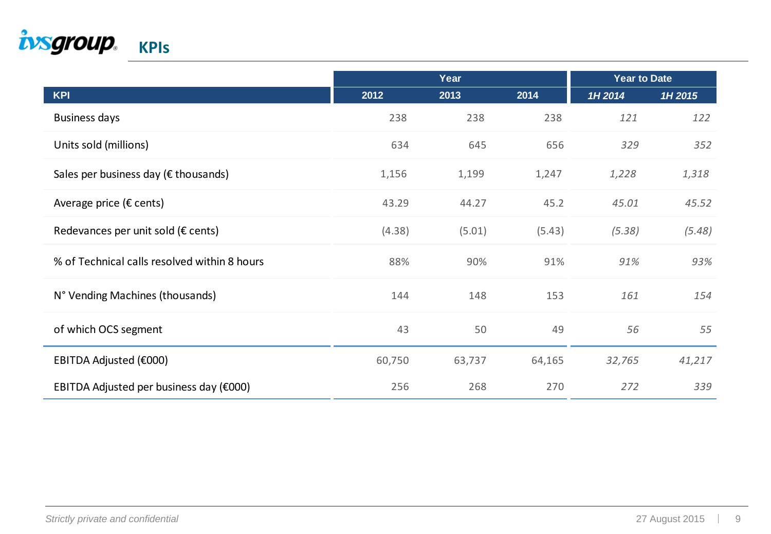## KPIs

| KPI | Year | | | Year to Date | |
|---|---|---|---|---|---|
| | 2012 | 2013 | 2014 | *1H 2014* | *1H 2015* |
| Business days | 238 | 238 | 238 | *121* | *122* |
| Units sold (millions) | 634 | 645 | 656 | *329* | *352* |
| Sales per business day (€ thousands) | 1,156 | 1,199 | 1,247 | *1,228* | *1,318* |
| Average price (€ cents) | 43.29 | 44.27 | 45.2 | *45.01* | *45.52* |
| Redevances per unit sold (€ cents) | (4.38) | (5.01) | (5.43) | *(5.38)* | *(5.48)* |
| % of Technical calls resolved within 8 hours | 88% | 90% | 91% | *91%* | *93%* |
| N° Vending Machines (thousands) | 144 | 148 | 153 | *161* | *154* |
| of which OCS segment | 43 | 50 | 49 | *56* | *55* |
| EBITDA Adjusted (€000) | 60,750 | 63,737 | 64,165 | *32,765* | *41,217* |
| EBITDA Adjusted per business day (€000) | 256 | 268 | 270 | *272* | *339* |

*Strictly private and confidential*

27 August 2015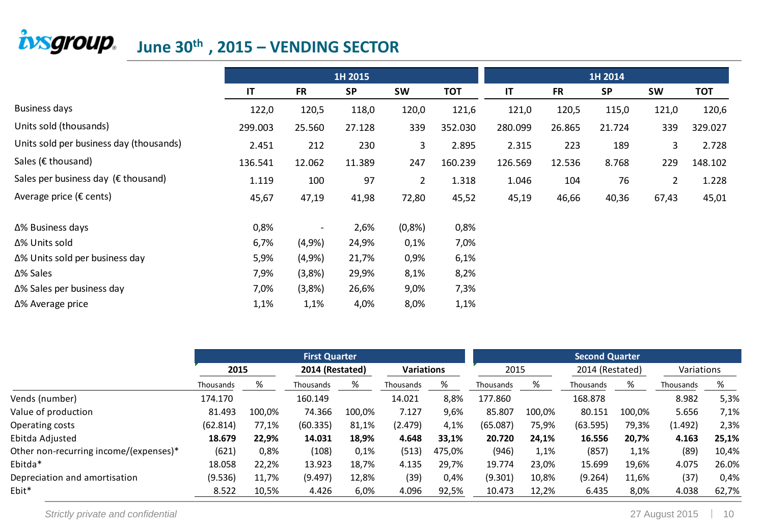## June 30th , 2015 – VENDING SECTOR

| | 1H 2015 | | | | | 1H 2014 | | | | |
|---|---|---|---|---|---|---|---|---|---|---|
| | IT | FR | SP | SW | TOT | IT | FR | SP | SW | TOT |
| Business days | 122,0 | 120,5 | 118,0 | 120,0 | 121,6 | 121,0 | 120,5 | 115,0 | 121,0 | 120,6 |
| Units sold (thousands) | 299.003 | 25.560 | 27.128 | 339 | 352.030 | 280.099 | 26.865 | 21.724 | 339 | 329.027 |
| Units sold per business day (thousands) | 2.451 | 212 | 230 | 3 | 2.895 | 2.315 | 223 | 189 | 3 | 2.728 |
| Sales (€ thousand) | 136.541 | 12.062 | 11.389 | 247 | 160.239 | 126.569 | 12.536 | 8.768 | 229 | 148.102 |
| Sales per business day (€ thousand) | 1.119 | 100 | 97 | 2 | 1.318 | 1.046 | 104 | 76 | 2 | 1.228 |
| Average price (€ cents) | 45,67 | 47,19 | 41,98 | 72,80 | 45,52 | 45,19 | 46,66 | 40,36 | 67,43 | 45,01 |
| Δ% Business days | 0,8% | - | 2,6% | (0,8%) | 0,8% | | | | | |
| Δ% Units sold | 6,7% | (4,9%) | 24,9% | 0,1% | 7,0% | | | | | |
| Δ% Units sold per business day | 5,9% | (4,9%) | 21,7% | 0,9% | 6,1% | | | | | |
| Δ% Sales | 7,9% | (3,8%) | 29,9% | 8,1% | 8,2% | | | | | |
| Δ% Sales per business day | 7,0% | (3,8%) | 26,6% | 9,0% | 7,3% | | | | | |
| Δ% Average price | 1,1% | 1,1% | 4,0% | 8,0% | 1,1% | | | | | |

| | First Quarter | | | | | | Second Quarter | | | | | |
|---|---|---|---|---|---|---|---|---|---|---|---|---|
| | 2015 | | 2014 (Restated) | | Variations | | 2015 | | 2014 (Restated) | | Variations | |
| | Thousands | % | Thousands | % | Thousands | % | Thousands | % | Thousands | % | Thousands | % |
| Vends (number) | 174.170 | | 160.149 | | 14.021 | 8,8% | 177.860 | | 168.878 | | 8.982 | 5,3% |
| Value of production | 81.493 | 100,0% | 74.366 | 100,0% | 7.127 | 9,6% | 85.807 | 100,0% | 80.151 | 100,0% | 5.656 | 7,1% |
| Operating costs | (62.814) | 77,1% | (60.335) | 81,1% | (2.479) | 4,1% | (65.087) | 75,9% | (63.595) | 79,3% | (1.492) | 2,3% |
| **Ebitda Adjusted** | **18.679** | **22,9%** | **14.031** | **18,9%** | **4.648** | **33,1%** | **20.720** | **24,1%** | **16.556** | **20,7%** | **4.163** | **25,1%** |
| Other non-recurring income/(expenses)* | (621) | 0,8% | (108) | 0,1% | (513) | 475,0% | (946) | 1,1% | (857) | 1,1% | (89) | 10,4% |
| Ebitda* | 18.058 | 22,2% | 13.923 | 18,7% | 4.135 | 29,7% | 19.774 | 23,0% | 15.699 | 19,6% | 4.075 | 26.0% |
| Depreciation and amortisation | (9.536) | 11,7% | (9.497) | 12,8% | (39) | 0,4% | (9.301) | 10,8% | (9.264) | 11,6% | (37) | 0,4% |
| Ebit* | 8.522 | 10,5% | 4.426 | 6,0% | 4.096 | 92,5% | 10.473 | 12,2% | 6.435 | 8,0% | 4.038 | 62,7% |

*Strictly private and confidential*

27 August 2015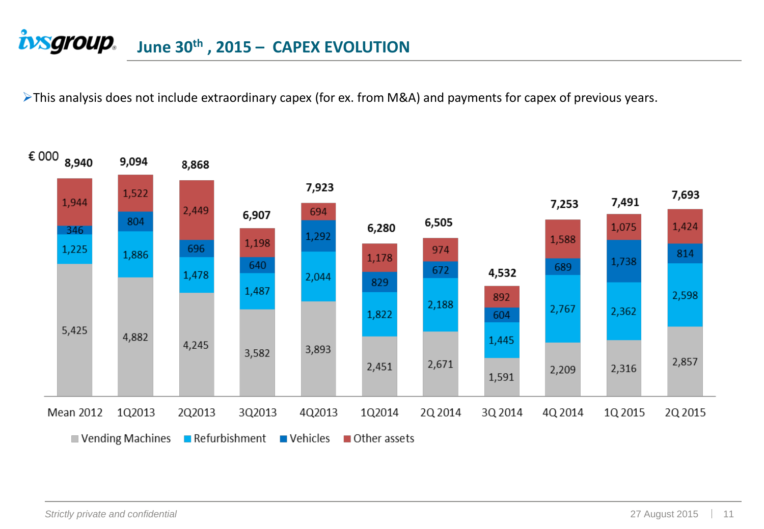# June 30th , 2015 – CAPEX EVOLUTION

- This analysis does not include extraordinary capex (for ex. from M&A) and payments for capex of previous years.

€ 000

Mean 2012: 8,940 — 5,425 / 1,225 / 346 / 1,944

1Q2013: 9,094 — 4,882 / 1,886 / 804 / 1,522

2Q2013: 8,868 — 4,245 / 1,478 / 696 / 2,449

3Q2013: 6,907 — 3,582 / 1,487 / 640 / 1,198

4Q2013: 7,923 — 3,893 / 2,044 / 1,292 / 694

1Q2014: 6,280 — 2,451 / 1,822 / 829 / 1,178

2Q 2014: 6,505 — 2,671 / 2,188 / 672 / 974

3Q 2014: 4,532 — 1,591 / 1,445 / 604 / 892

4Q 2014: 7,253 — 2,209 / 2,767 / 689 / 1,588

1Q 2015: 7,491 — 2,316 / 2,362 / 1,738 / 1,075

2Q 2015: 7,693 — 2,857 / 2,598 / 814 / 1,424

Vending Machines | Refurbishment | Vehicles | Other assets

*Strictly private and confidential*

27 August 2015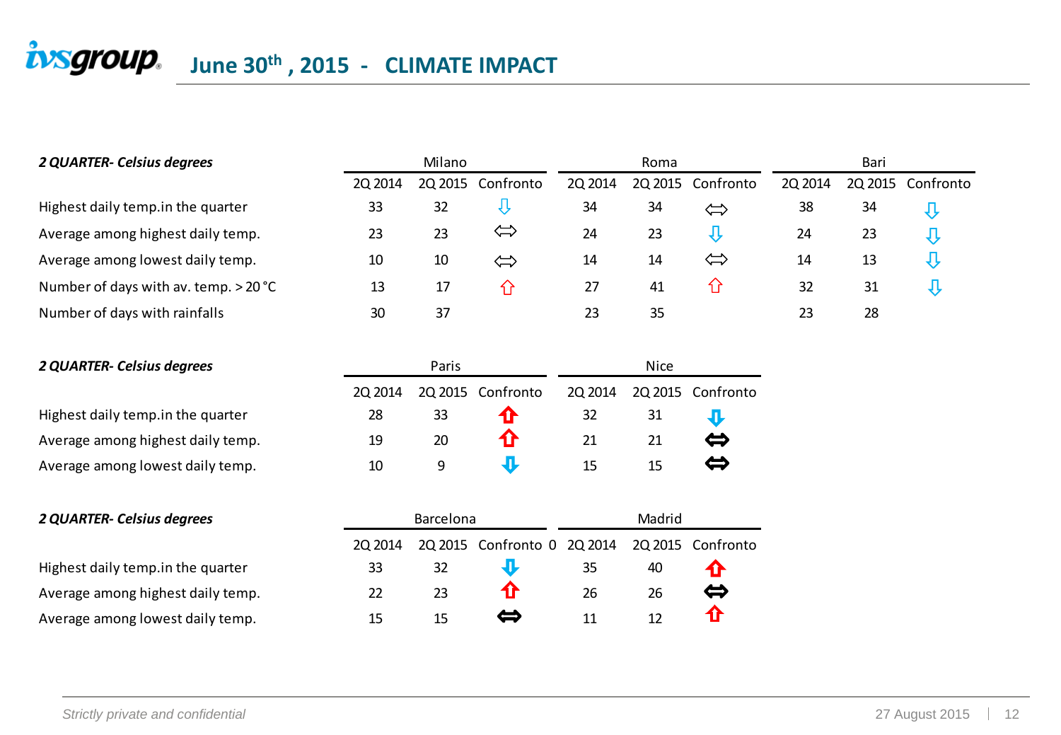# June 30th , 2015 - CLIMATE IMPACT

| *2 QUARTER- Celsius degrees* | Milano | | | Roma | | | Bari | | |
|---|---|---|---|---|---|---|---|---|---|
| | 2Q 2014 | 2Q 2015 | Confronto | 2Q 2014 | 2Q 2015 | Confronto | 2Q 2014 | 2Q 2015 | Confronto |
| Highest daily temp.in the quarter | 33 | 32 | ⇩ | 34 | 34 | ⇔ | 38 | 34 | ⇩ |
| Average among highest daily temp. | 23 | 23 | ⇔ | 24 | 23 | ⇩ | 24 | 23 | ⇩ |
| Average among lowest daily temp. | 10 | 10 | ⇔ | 14 | 14 | ⇔ | 14 | 13 | ⇩ |
| Number of days with av. temp. > 20 °C | 13 | 17 | ⇧ | 27 | 41 | ⇧ | 32 | 31 | ⇩ |
| Number of days with rainfalls | 30 | 37 | | 23 | 35 | | 23 | 28 | |

| *2 QUARTER- Celsius degrees* | Paris | | | Nice | | |
|---|---|---|---|---|---|---|
| | 2Q 2014 | 2Q 2015 | Confronto | 2Q 2014 | 2Q 2015 | Confronto |
| Highest daily temp.in the quarter | 28 | 33 | ⇧ | 32 | 31 | ⇩ |
| Average among highest daily temp. | 19 | 20 | ⇧ | 21 | 21 | ⇔ |
| Average among lowest daily temp. | 10 | 9 | ⇩ | 15 | 15 | ⇔ |

| *2 QUARTER- Celsius degrees* | Barcelona | | | Madrid | | |
|---|---|---|---|---|---|---|
| | 2Q 2014 | 2Q 2015 | Confronto 0 | 2Q 2014 | 2Q 2015 | Confronto |
| Highest daily temp.in the quarter | 33 | 32 | ⇩ | 35 | 40 | ⇧ |
| Average among highest daily temp. | 22 | 23 | ⇧ | 26 | 26 | ⇔ |
| Average among lowest daily temp. | 15 | 15 | ⇔ | 11 | 12 | ⇧ |

*Strictly private and confidential*

27 August 2015